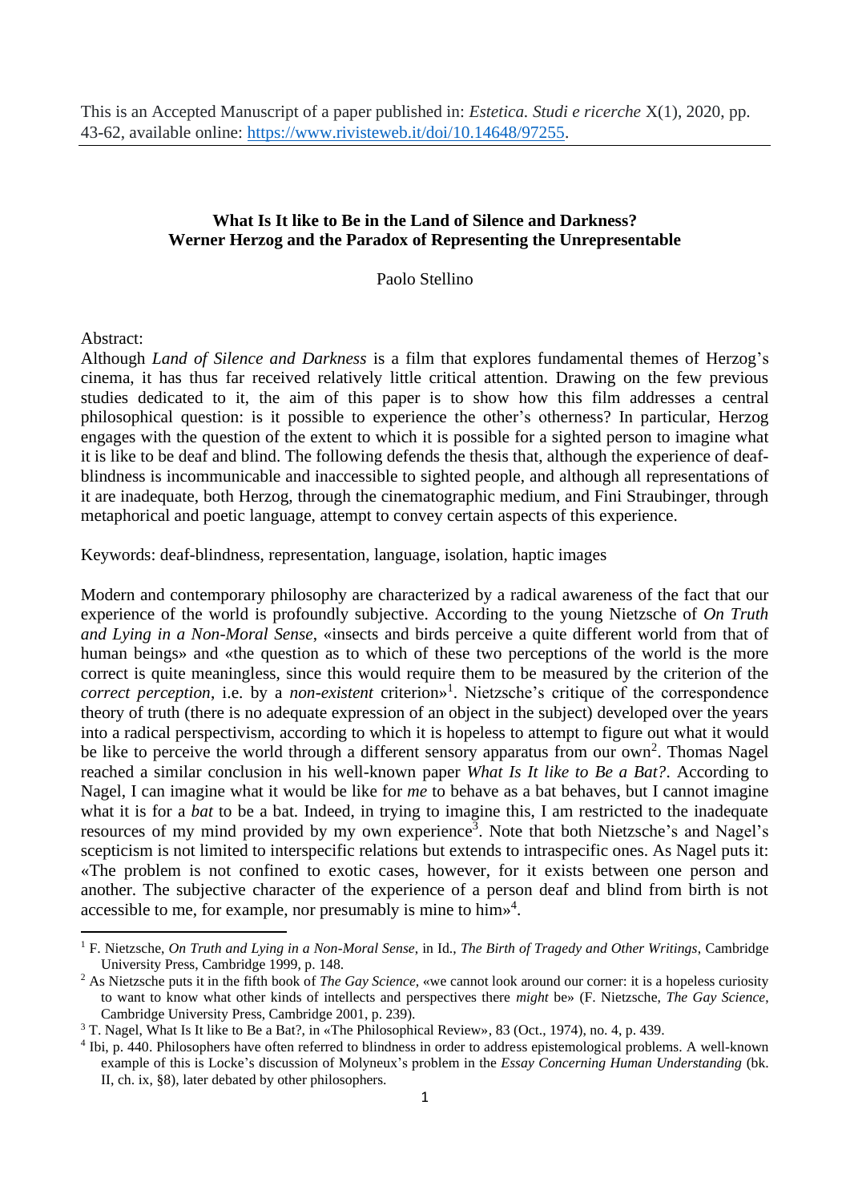This is an Accepted Manuscript of a paper published in: *Estetica. Studi e ricerche* X(1), 2020, pp. 43-62, available online: https://www.rivisteweb.it/doi/10.14648/97255.

## What Is It like to Be in the Land of Silence and Darkness? Werner Herzog and the Paradox of Representing the Unrepresentable

Paolo Stellino

Abstract:
Although *Land of Silence and Darkness* is a film that explores fundamental themes of Herzog's cinema, it has thus far received relatively little critical attention. Drawing on the few previous studies dedicated to it, the aim of this paper is to show how this film addresses a central philosophical question: is it possible to experience the other's otherness? In particular, Herzog engages with the question of the extent to which it is possible for a sighted person to imagine what it is like to be deaf and blind. The following defends the thesis that, although the experience of deaf-blindness is incommunicable and inaccessible to sighted people, and although all representations of it are inadequate, both Herzog, through the cinematographic medium, and Fini Straubinger, through metaphorical and poetic language, attempt to convey certain aspects of this experience.

Keywords: deaf-blindness, representation, language, isolation, haptic images

Modern and contemporary philosophy are characterized by a radical awareness of the fact that our experience of the world is profoundly subjective. According to the young Nietzsche of *On Truth and Lying in a Non-Moral Sense*, «insects and birds perceive a quite different world from that of human beings» and «the question as to which of these two perceptions of the world is the more correct is quite meaningless, since this would require them to be measured by the criterion of the *correct perception*, i.e. by a *non-existent* criterion»[1]. Nietzsche's critique of the correspondence theory of truth (there is no adequate expression of an object in the subject) developed over the years into a radical perspectivism, according to which it is hopeless to attempt to figure out what it would be like to perceive the world through a different sensory apparatus from our own[2]. Thomas Nagel reached a similar conclusion in his well-known paper *What Is It like to Be a Bat?*. According to Nagel, I can imagine what it would be like for *me* to behave as a bat behaves, but I cannot imagine what it is for a *bat* to be a bat. Indeed, in trying to imagine this, I am restricted to the inadequate resources of my mind provided by my own experience[3]. Note that both Nietzsche's and Nagel's scepticism is not limited to interspecific relations but extends to intraspecific ones. As Nagel puts it: «The problem is not confined to exotic cases, however, for it exists between one person and another. The subjective character of the experience of a person deaf and blind from birth is not accessible to me, for example, nor presumably is mine to him»[4].

---

[1] F. Nietzsche, *On Truth and Lying in a Non-Moral Sense*, in Id., *The Birth of Tragedy and Other Writings*, Cambridge University Press, Cambridge 1999, p. 148.

[2] As Nietzsche puts it in the fifth book of *The Gay Science*, «we cannot look around our corner: it is a hopeless curiosity to want to know what other kinds of intellects and perspectives there *might* be» (F. Nietzsche, *The Gay Science*, Cambridge University Press, Cambridge 2001, p. 239).

[3] T. Nagel, What Is It like to Be a Bat?, in «The Philosophical Review», 83 (Oct., 1974), no. 4, p. 439.

[4] Ibi, p. 440. Philosophers have often referred to blindness in order to address epistemological problems. A well-known example of this is Locke's discussion of Molyneux's problem in the *Essay Concerning Human Understanding* (bk. II, ch. ix, §8), later debated by other philosophers.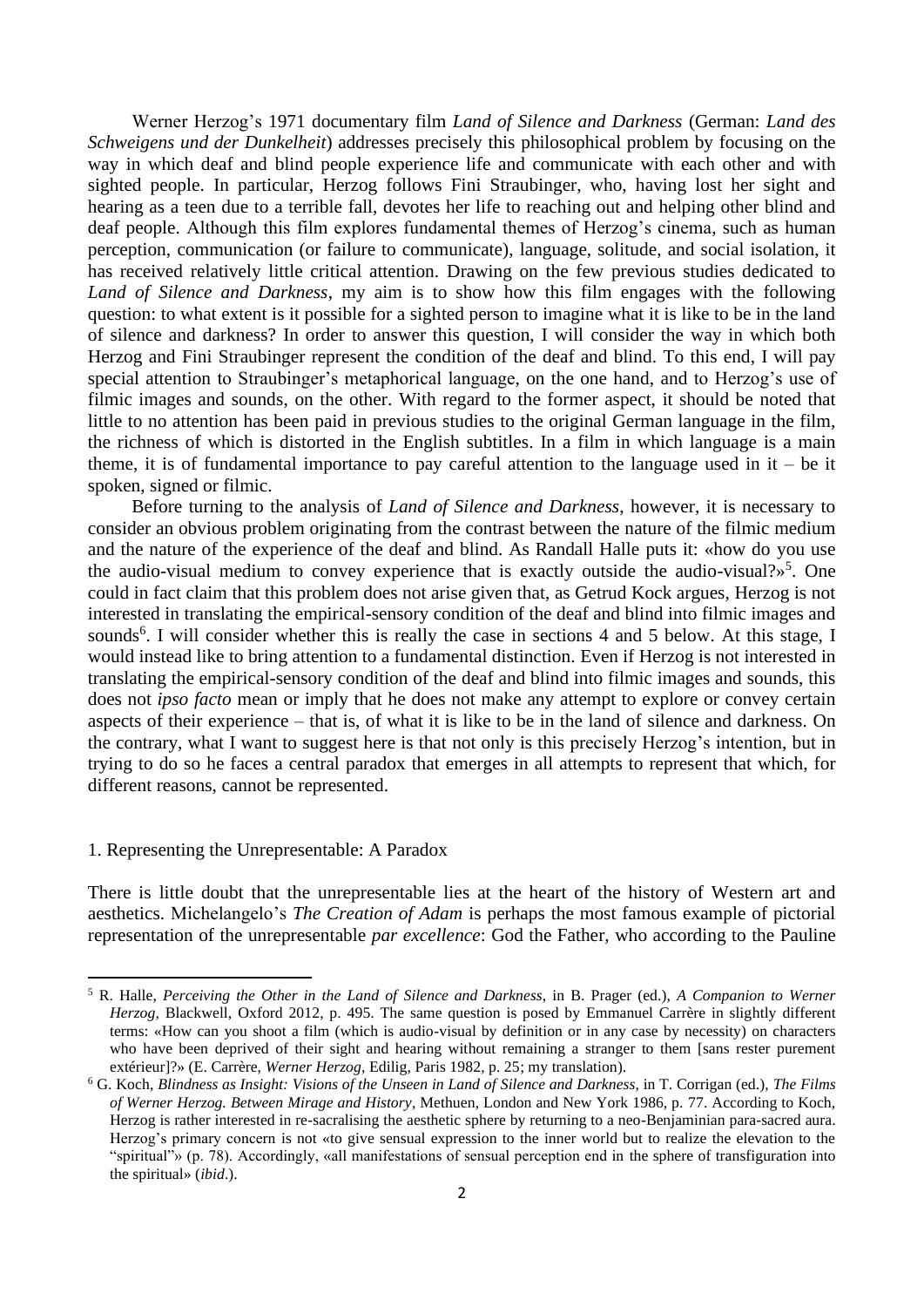Werner Herzog's 1971 documentary film *Land of Silence and Darkness* (German: *Land des Schweigens und der Dunkelheit*) addresses precisely this philosophical problem by focusing on the way in which deaf and blind people experience life and communicate with each other and with sighted people. In particular, Herzog follows Fini Straubinger, who, having lost her sight and hearing as a teen due to a terrible fall, devotes her life to reaching out and helping other blind and deaf people. Although this film explores fundamental themes of Herzog's cinema, such as human perception, communication (or failure to communicate), language, solitude, and social isolation, it has received relatively little critical attention. Drawing on the few previous studies dedicated to *Land of Silence and Darkness*, my aim is to show how this film engages with the following question: to what extent is it possible for a sighted person to imagine what it is like to be in the land of silence and darkness? In order to answer this question, I will consider the way in which both Herzog and Fini Straubinger represent the condition of the deaf and blind. To this end, I will pay special attention to Straubinger's metaphorical language, on the one hand, and to Herzog's use of filmic images and sounds, on the other. With regard to the former aspect, it should be noted that little to no attention has been paid in previous studies to the original German language in the film, the richness of which is distorted in the English subtitles. In a film in which language is a main theme, it is of fundamental importance to pay careful attention to the language used in it – be it spoken, signed or filmic.

Before turning to the analysis of *Land of Silence and Darkness*, however, it is necessary to consider an obvious problem originating from the contrast between the nature of the filmic medium and the nature of the experience of the deaf and blind. As Randall Halle puts it: «how do you use the audio-visual medium to convey experience that is exactly outside the audio-visual?»[5]. One could in fact claim that this problem does not arise given that, as Getrud Kock argues, Herzog is not interested in translating the empirical-sensory condition of the deaf and blind into filmic images and sounds[6]. I will consider whether this is really the case in sections 4 and 5 below. At this stage, I would instead like to bring attention to a fundamental distinction. Even if Herzog is not interested in translating the empirical-sensory condition of the deaf and blind into filmic images and sounds, this does not *ipso facto* mean or imply that he does not make any attempt to explore or convey certain aspects of their experience – that is, of what it is like to be in the land of silence and darkness. On the contrary, what I want to suggest here is that not only is this precisely Herzog's intention, but in trying to do so he faces a central paradox that emerges in all attempts to represent that which, for different reasons, cannot be represented.

## 1. Representing the Unrepresentable: A Paradox

There is little doubt that the unrepresentable lies at the heart of the history of Western art and aesthetics. Michelangelo's *The Creation of Adam* is perhaps the most famous example of pictorial representation of the unrepresentable *par excellence*: God the Father, who according to the Pauline

---

[5] R. Halle, *Perceiving the Other in the Land of Silence and Darkness*, in B. Prager (ed.), *A Companion to Werner Herzog*, Blackwell, Oxford 2012, p. 495. The same question is posed by Emmanuel Carrère in slightly different terms: «How can you shoot a film (which is audio-visual by definition or in any case by necessity) on characters who have been deprived of their sight and hearing without remaining a stranger to them [sans rester purement extérieur]?» (E. Carrère, *Werner Herzog*, Edilig, Paris 1982, p. 25; my translation).

[6] G. Koch, *Blindness as Insight: Visions of the Unseen in Land of Silence and Darkness*, in T. Corrigan (ed.), *The Films of Werner Herzog. Between Mirage and History*, Methuen, London and New York 1986, p. 77. According to Koch, Herzog is rather interested in re-sacralising the aesthetic sphere by returning to a neo-Benjaminian para-sacred aura. Herzog's primary concern is not «to give sensual expression to the inner world but to realize the elevation to the "spiritual"» (p. 78). Accordingly, «all manifestations of sensual perception end in the sphere of transfiguration into the spiritual» (*ibid*.).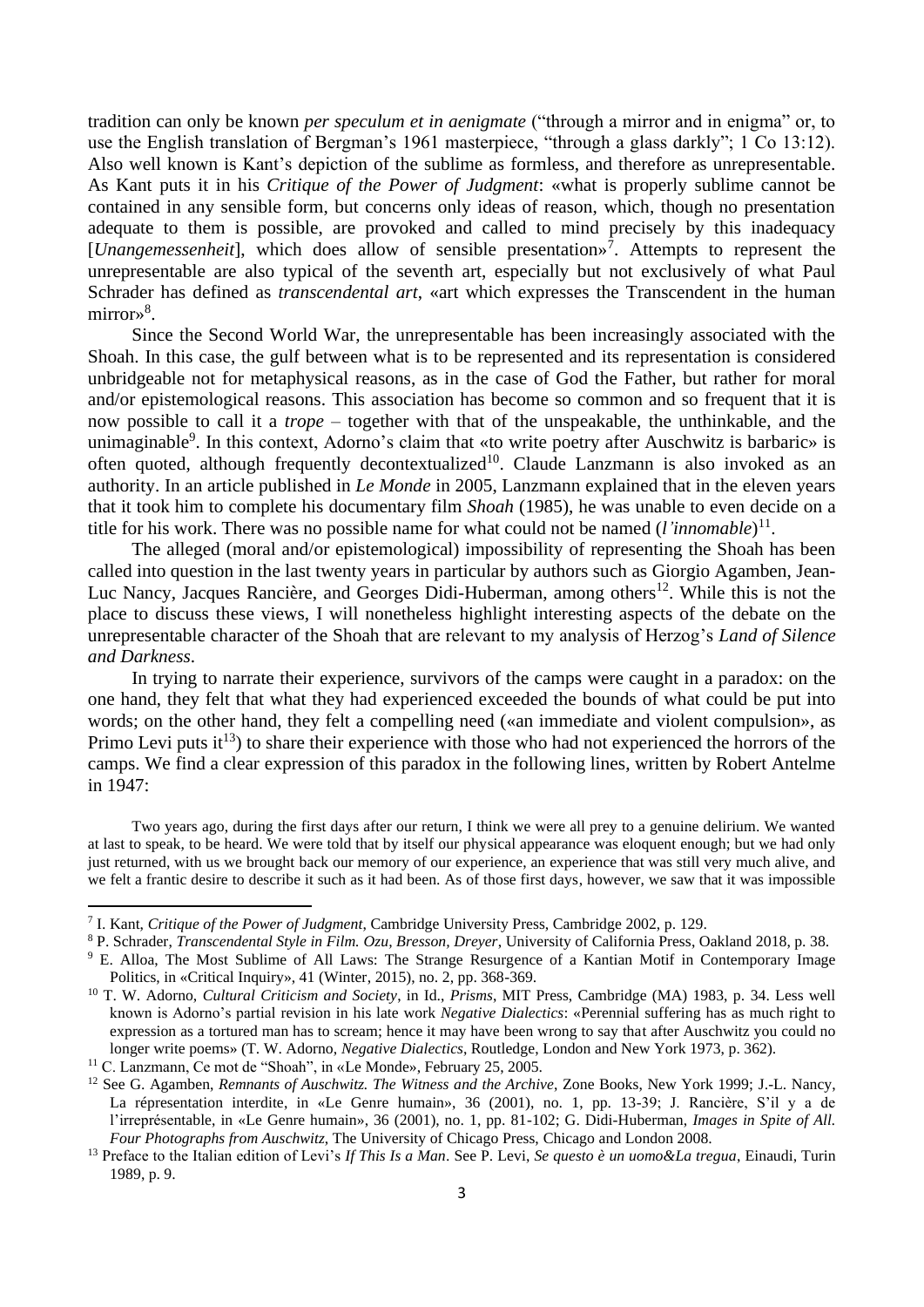tradition can only be known *per speculum et in aenigmate* ("through a mirror and in enigma" or, to use the English translation of Bergman's 1961 masterpiece, "through a glass darkly"; 1 Co 13:12). Also well known is Kant's depiction of the sublime as formless, and therefore as unrepresentable. As Kant puts it in his *Critique of the Power of Judgment*: «what is properly sublime cannot be contained in any sensible form, but concerns only ideas of reason, which, though no presentation adequate to them is possible, are provoked and called to mind precisely by this inadequacy [*Unangemessenheit*], which does allow of sensible presentation»[7]. Attempts to represent the unrepresentable are also typical of the seventh art, especially but not exclusively of what Paul Schrader has defined as *transcendental art*, «art which expresses the Transcendent in the human mirror»[8].

Since the Second World War, the unrepresentable has been increasingly associated with the Shoah. In this case, the gulf between what is to be represented and its representation is considered unbridgeable not for metaphysical reasons, as in the case of God the Father, but rather for moral and/or epistemological reasons. This association has become so common and so frequent that it is now possible to call it a *trope* – together with that of the unspeakable, the unthinkable, and the unimaginable[9]. In this context, Adorno's claim that «to write poetry after Auschwitz is barbaric» is often quoted, although frequently decontextualized[10]. Claude Lanzmann is also invoked as an authority. In an article published in *Le Monde* in 2005, Lanzmann explained that in the eleven years that it took him to complete his documentary film *Shoah* (1985), he was unable to even decide on a title for his work. There was no possible name for what could not be named (*l'innomable*)[11].

The alleged (moral and/or epistemological) impossibility of representing the Shoah has been called into question in the last twenty years in particular by authors such as Giorgio Agamben, Jean-Luc Nancy, Jacques Rancière, and Georges Didi-Huberman, among others[12]. While this is not the place to discuss these views, I will nonetheless highlight interesting aspects of the debate on the unrepresentable character of the Shoah that are relevant to my analysis of Herzog's *Land of Silence and Darkness*.

In trying to narrate their experience, survivors of the camps were caught in a paradox: on the one hand, they felt that what they had experienced exceeded the bounds of what could be put into words; on the other hand, they felt a compelling need («an immediate and violent compulsion», as Primo Levi puts it[13]) to share their experience with those who had not experienced the horrors of the camps. We find a clear expression of this paradox in the following lines, written by Robert Antelme in 1947:

> Two years ago, during the first days after our return, I think we were all prey to a genuine delirium. We wanted at last to speak, to be heard. We were told that by itself our physical appearance was eloquent enough; but we had only just returned, with us we brought back our memory of our experience, an experience that was still very much alive, and we felt a frantic desire to describe it such as it had been. As of those first days, however, we saw that it was impossible

---

[7] I. Kant, *Critique of the Power of Judgment*, Cambridge University Press, Cambridge 2002, p. 129.

[8] P. Schrader, *Transcendental Style in Film. Ozu, Bresson, Dreyer*, University of California Press, Oakland 2018, p. 38.

[9] E. Alloa, The Most Sublime of All Laws: The Strange Resurgence of a Kantian Motif in Contemporary Image Politics, in «Critical Inquiry», 41 (Winter, 2015), no. 2, pp. 368-369.

[10] T. W. Adorno, *Cultural Criticism and Society*, in Id., *Prisms*, MIT Press, Cambridge (MA) 1983, p. 34. Less well known is Adorno's partial revision in his late work *Negative Dialectics*: «Perennial suffering has as much right to expression as a tortured man has to scream; hence it may have been wrong to say that after Auschwitz you could no longer write poems» (T. W. Adorno, *Negative Dialectics*, Routledge, London and New York 1973, p. 362).

[11] C. Lanzmann, Ce mot de "Shoah", in «Le Monde», February 25, 2005.

[12] See G. Agamben, *Remnants of Auschwitz. The Witness and the Archive*, Zone Books, New York 1999; J.-L. Nancy, La répresentation interdite, in «Le Genre humain», 36 (2001), no. 1, pp. 13-39; J. Rancière, S'il y a de l'irreprésentable, in «Le Genre humain», 36 (2001), no. 1, pp. 81-102; G. Didi-Huberman, *Images in Spite of All. Four Photographs from Auschwitz*, The University of Chicago Press, Chicago and London 2008.

[13] Preface to the Italian edition of Levi's *If This Is a Man*. See P. Levi, *Se questo è un uomo&La tregua*, Einaudi, Turin 1989, p. 9.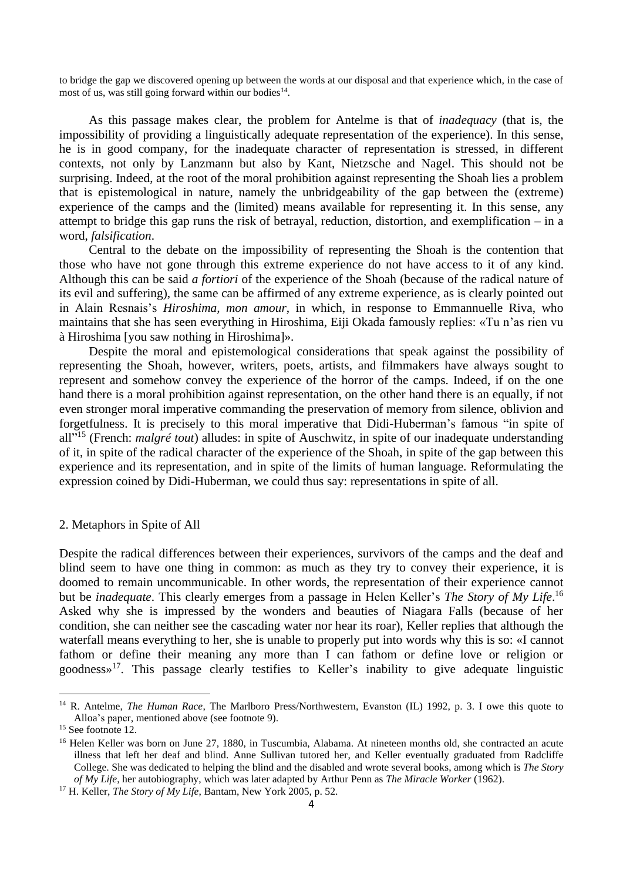to bridge the gap we discovered opening up between the words at our disposal and that experience which, in the case of most of us, was still going forward within our bodies[14].

As this passage makes clear, the problem for Antelme is that of *inadequacy* (that is, the impossibility of providing a linguistically adequate representation of the experience). In this sense, he is in good company, for the inadequate character of representation is stressed, in different contexts, not only by Lanzmann but also by Kant, Nietzsche and Nagel. This should not be surprising. Indeed, at the root of the moral prohibition against representing the Shoah lies a problem that is epistemological in nature, namely the unbridgeability of the gap between the (extreme) experience of the camps and the (limited) means available for representing it. In this sense, any attempt to bridge this gap runs the risk of betrayal, reduction, distortion, and exemplification – in a word, *falsification*.

Central to the debate on the impossibility of representing the Shoah is the contention that those who have not gone through this extreme experience do not have access to it of any kind. Although this can be said *a fortiori* of the experience of the Shoah (because of the radical nature of its evil and suffering), the same can be affirmed of any extreme experience, as is clearly pointed out in Alain Resnais's *Hiroshima, mon amour*, in which, in response to Emmannuelle Riva, who maintains that she has seen everything in Hiroshima, Eiji Okada famously replies: «Tu n'as rien vu à Hiroshima [you saw nothing in Hiroshima]».

Despite the moral and epistemological considerations that speak against the possibility of representing the Shoah, however, writers, poets, artists, and filmmakers have always sought to represent and somehow convey the experience of the horror of the camps. Indeed, if on the one hand there is a moral prohibition against representation, on the other hand there is an equally, if not even stronger moral imperative commanding the preservation of memory from silence, oblivion and forgetfulness. It is precisely to this moral imperative that Didi-Huberman's famous "in spite of all"[15] (French: *malgré tout*) alludes: in spite of Auschwitz, in spite of our inadequate understanding of it, in spite of the radical character of the experience of the Shoah, in spite of the gap between this experience and its representation, and in spite of the limits of human language. Reformulating the expression coined by Didi-Huberman, we could thus say: representations in spite of all.

## 2. Metaphors in Spite of All

Despite the radical differences between their experiences, survivors of the camps and the deaf and blind seem to have one thing in common: as much as they try to convey their experience, it is doomed to remain uncommunicable. In other words, the representation of their experience cannot but be *inadequate*. This clearly emerges from a passage in Helen Keller's *The Story of My Life*.[16] Asked why she is impressed by the wonders and beauties of Niagara Falls (because of her condition, she can neither see the cascading water nor hear its roar), Keller replies that although the waterfall means everything to her, she is unable to properly put into words why this is so: «I cannot fathom or define their meaning any more than I can fathom or define love or religion or goodness»[17]. This passage clearly testifies to Keller's inability to give adequate linguistic

---

[14] R. Antelme, *The Human Race*, The Marlboro Press/Northwestern, Evanston (IL) 1992, p. 3. I owe this quote to Alloa's paper, mentioned above (see footnote 9).

[15] See footnote 12.

[16] Helen Keller was born on June 27, 1880, in Tuscumbia, Alabama. At nineteen months old, she contracted an acute illness that left her deaf and blind. Anne Sullivan tutored her, and Keller eventually graduated from Radcliffe College. She was dedicated to helping the blind and the disabled and wrote several books, among which is *The Story of My Life*, her autobiography, which was later adapted by Arthur Penn as *The Miracle Worker* (1962).

[17] H. Keller, *The Story of My Life*, Bantam, New York 2005, p. 52.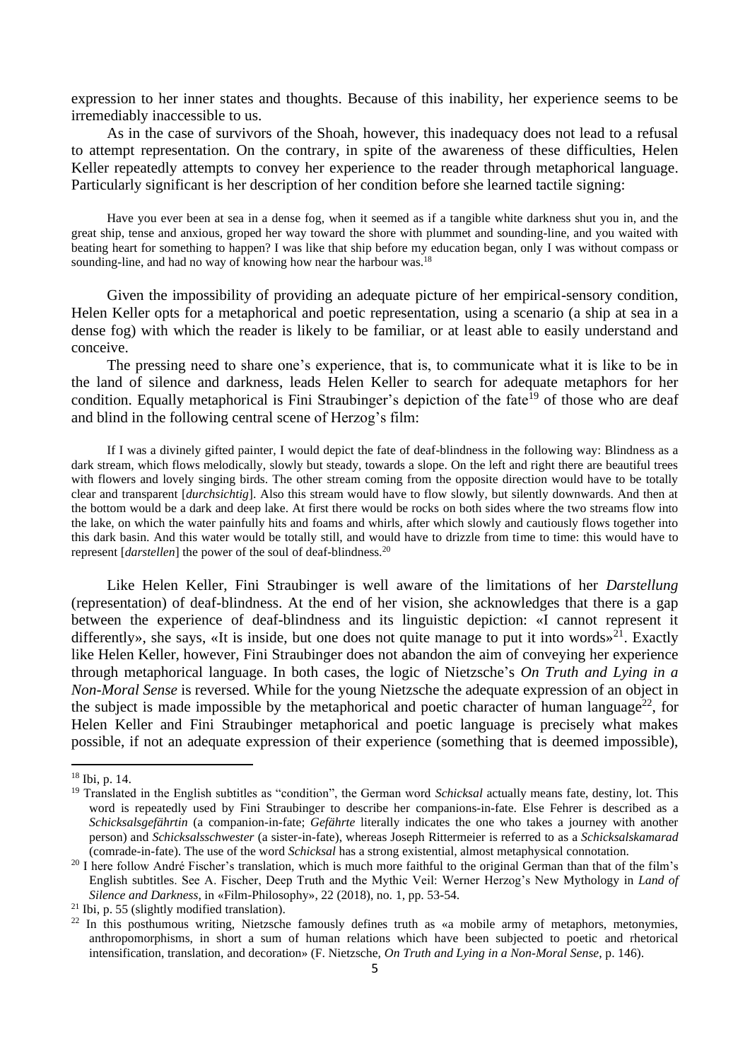expression to her inner states and thoughts. Because of this inability, her experience seems to be irremediably inaccessible to us.

As in the case of survivors of the Shoah, however, this inadequacy does not lead to a refusal to attempt representation. On the contrary, in spite of the awareness of these difficulties, Helen Keller repeatedly attempts to convey her experience to the reader through metaphorical language. Particularly significant is her description of her condition before she learned tactile signing:

> Have you ever been at sea in a dense fog, when it seemed as if a tangible white darkness shut you in, and the great ship, tense and anxious, groped her way toward the shore with plummet and sounding-line, and you waited with beating heart for something to happen? I was like that ship before my education began, only I was without compass or sounding-line, and had no way of knowing how near the harbour was.[18]

Given the impossibility of providing an adequate picture of her empirical-sensory condition, Helen Keller opts for a metaphorical and poetic representation, using a scenario (a ship at sea in a dense fog) with which the reader is likely to be familiar, or at least able to easily understand and conceive.

The pressing need to share one's experience, that is, to communicate what it is like to be in the land of silence and darkness, leads Helen Keller to search for adequate metaphors for her condition. Equally metaphorical is Fini Straubinger's depiction of the fate[19] of those who are deaf and blind in the following central scene of Herzog's film:

> If I was a divinely gifted painter, I would depict the fate of deaf-blindness in the following way: Blindness as a dark stream, which flows melodically, slowly but steady, towards a slope. On the left and right there are beautiful trees with flowers and lovely singing birds. The other stream coming from the opposite direction would have to be totally clear and transparent [*durchsichtig*]. Also this stream would have to flow slowly, but silently downwards. And then at the bottom would be a dark and deep lake. At first there would be rocks on both sides where the two streams flow into the lake, on which the water painfully hits and foams and whirls, after which slowly and cautiously flows together into this dark basin. And this water would be totally still, and would have to drizzle from time to time: this would have to represent [*darstellen*] the power of the soul of deaf-blindness.[20]

Like Helen Keller, Fini Straubinger is well aware of the limitations of her *Darstellung* (representation) of deaf-blindness. At the end of her vision, she acknowledges that there is a gap between the experience of deaf-blindness and its linguistic depiction: «I cannot represent it differently», she says, «It is inside, but one does not quite manage to put it into words»[21]. Exactly like Helen Keller, however, Fini Straubinger does not abandon the aim of conveying her experience through metaphorical language. In both cases, the logic of Nietzsche's *On Truth and Lying in a Non-Moral Sense* is reversed. While for the young Nietzsche the adequate expression of an object in the subject is made impossible by the metaphorical and poetic character of human language[22], for Helen Keller and Fini Straubinger metaphorical and poetic language is precisely what makes possible, if not an adequate expression of their experience (something that is deemed impossible),

---

[18] Ibi, p. 14.

[19] Translated in the English subtitles as "condition", the German word *Schicksal* actually means fate, destiny, lot. This word is repeatedly used by Fini Straubinger to describe her companions-in-fate. Else Fehrer is described as a *Schicksalsgefährtin* (a companion-in-fate; *Gefährte* literally indicates the one who takes a journey with another person) and *Schicksalsschwester* (a sister-in-fate), whereas Joseph Rittermeier is referred to as a *Schicksalskamarad* (comrade-in-fate). The use of the word *Schicksal* has a strong existential, almost metaphysical connotation.

[20] I here follow André Fischer's translation, which is much more faithful to the original German than that of the film's English subtitles. See A. Fischer, Deep Truth and the Mythic Veil: Werner Herzog's New Mythology in *Land of Silence and Darkness*, in «Film-Philosophy», 22 (2018), no. 1, pp. 53-54.

[21] Ibi, p. 55 (slightly modified translation).

[22] In this posthumous writing, Nietzsche famously defines truth as «a mobile army of metaphors, metonymies, anthropomorphisms, in short a sum of human relations which have been subjected to poetic and rhetorical intensification, translation, and decoration» (F. Nietzsche, *On Truth and Lying in a Non-Moral Sense*, p. 146).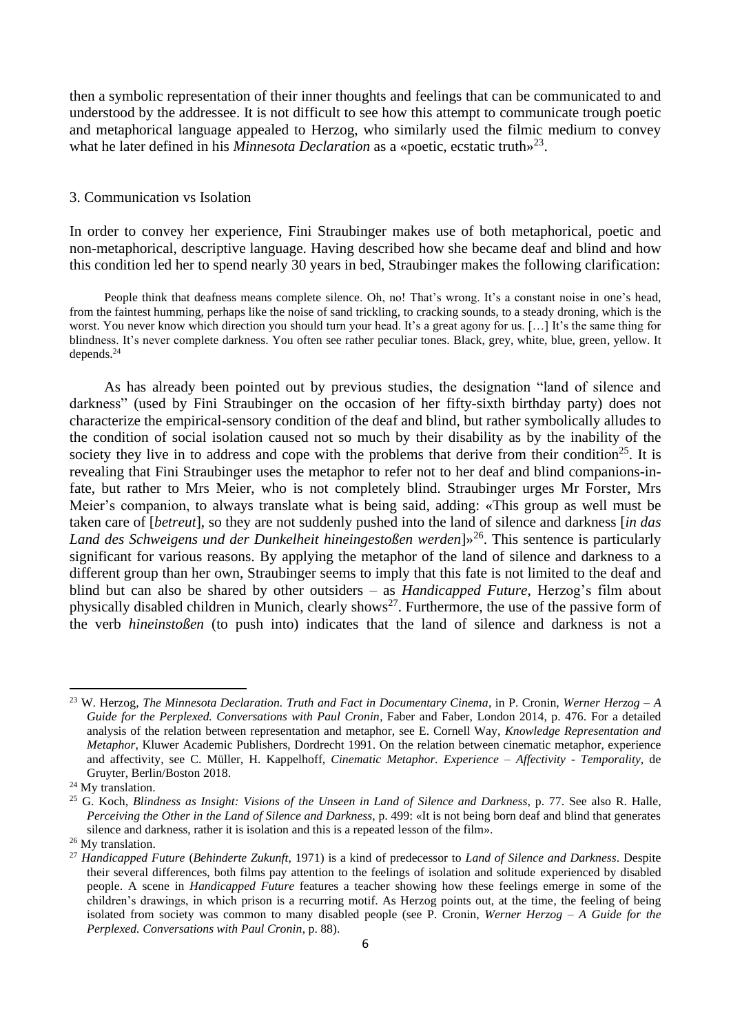then a symbolic representation of their inner thoughts and feelings that can be communicated to and understood by the addressee. It is not difficult to see how this attempt to communicate trough poetic and metaphorical language appealed to Herzog, who similarly used the filmic medium to convey what he later defined in his *Minnesota Declaration* as a «poetic, ecstatic truth»[23].

## 3. Communication vs Isolation

In order to convey her experience, Fini Straubinger makes use of both metaphorical, poetic and non-metaphorical, descriptive language. Having described how she became deaf and blind and how this condition led her to spend nearly 30 years in bed, Straubinger makes the following clarification:

> People think that deafness means complete silence. Oh, no! That's wrong. It's a constant noise in one's head, from the faintest humming, perhaps like the noise of sand trickling, to cracking sounds, to a steady droning, which is the worst. You never know which direction you should turn your head. It's a great agony for us. […] It's the same thing for blindness. It's never complete darkness. You often see rather peculiar tones. Black, grey, white, blue, green, yellow. It depends.[24]

As has already been pointed out by previous studies, the designation "land of silence and darkness" (used by Fini Straubinger on the occasion of her fifty-sixth birthday party) does not characterize the empirical-sensory condition of the deaf and blind, but rather symbolically alludes to the condition of social isolation caused not so much by their disability as by the inability of the society they live in to address and cope with the problems that derive from their condition[25]. It is revealing that Fini Straubinger uses the metaphor to refer not to her deaf and blind companions-in-fate, but rather to Mrs Meier, who is not completely blind. Straubinger urges Mr Forster, Mrs Meier's companion, to always translate what is being said, adding: «This group as well must be taken care of [*betreut*], so they are not suddenly pushed into the land of silence and darkness [*in das Land des Schweigens und der Dunkelheit hineingestoßen werden*]»[26]. This sentence is particularly significant for various reasons. By applying the metaphor of the land of silence and darkness to a different group than her own, Straubinger seems to imply that this fate is not limited to the deaf and blind but can also be shared by other outsiders – as *Handicapped Future*, Herzog's film about physically disabled children in Munich, clearly shows[27]. Furthermore, the use of the passive form of the verb *hineinstoßen* (to push into) indicates that the land of silence and darkness is not a

---

[23] W. Herzog, *The Minnesota Declaration. Truth and Fact in Documentary Cinema*, in P. Cronin, *Werner Herzog – A Guide for the Perplexed. Conversations with Paul Cronin*, Faber and Faber, London 2014, p. 476. For a detailed analysis of the relation between representation and metaphor, see E. Cornell Way, *Knowledge Representation and Metaphor*, Kluwer Academic Publishers, Dordrecht 1991. On the relation between cinematic metaphor, experience and affectivity, see C. Müller, H. Kappelhoff, *Cinematic Metaphor. Experience – Affectivity - Temporality*, de Gruyter, Berlin/Boston 2018.

[24] My translation.

[25] G. Koch, *Blindness as Insight: Visions of the Unseen in Land of Silence and Darkness*, p. 77. See also R. Halle, *Perceiving the Other in the Land of Silence and Darkness*, p. 499: «It is not being born deaf and blind that generates silence and darkness, rather it is isolation and this is a repeated lesson of the film».

[26] My translation.

[27] *Handicapped Future* (*Behinderte Zukunft*, 1971) is a kind of predecessor to *Land of Silence and Darkness*. Despite their several differences, both films pay attention to the feelings of isolation and solitude experienced by disabled people. A scene in *Handicapped Future* features a teacher showing how these feelings emerge in some of the children's drawings, in which prison is a recurring motif. As Herzog points out, at the time, the feeling of being isolated from society was common to many disabled people (see P. Cronin, *Werner Herzog – A Guide for the Perplexed. Conversations with Paul Cronin*, p. 88).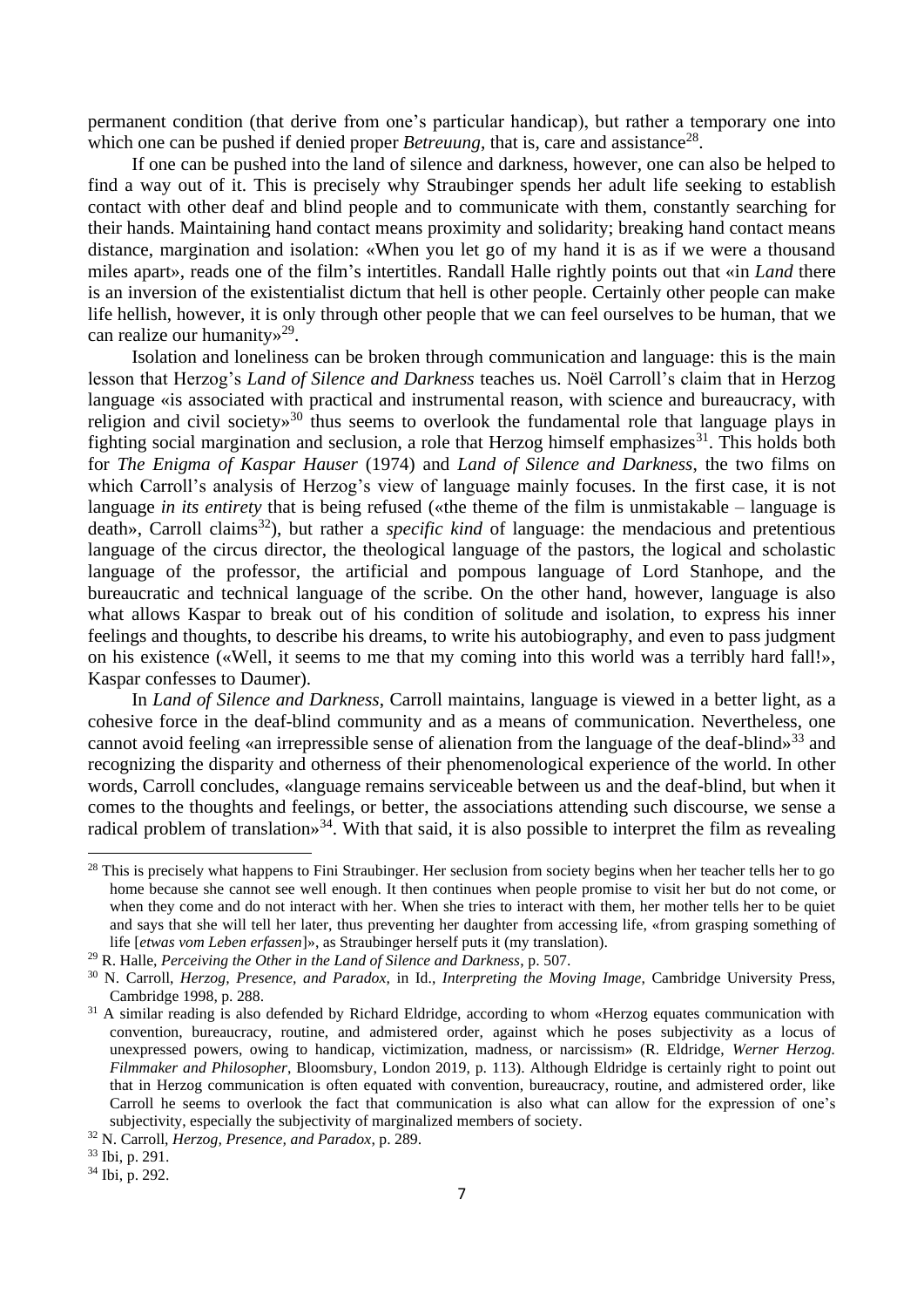permanent condition (that derive from one's particular handicap), but rather a temporary one into which one can be pushed if denied proper *Betreuung*, that is, care and assistance[28].

If one can be pushed into the land of silence and darkness, however, one can also be helped to find a way out of it. This is precisely why Straubinger spends her adult life seeking to establish contact with other deaf and blind people and to communicate with them, constantly searching for their hands. Maintaining hand contact means proximity and solidarity; breaking hand contact means distance, margination and isolation: «When you let go of my hand it is as if we were a thousand miles apart», reads one of the film's intertitles. Randall Halle rightly points out that «in *Land* there is an inversion of the existentialist dictum that hell is other people. Certainly other people can make life hellish, however, it is only through other people that we can feel ourselves to be human, that we can realize our humanity»[29].

Isolation and loneliness can be broken through communication and language: this is the main lesson that Herzog's *Land of Silence and Darkness* teaches us. Noël Carroll's claim that in Herzog language «is associated with practical and instrumental reason, with science and bureaucracy, with religion and civil society»[30] thus seems to overlook the fundamental role that language plays in fighting social margination and seclusion, a role that Herzog himself emphasizes[31]. This holds both for *The Enigma of Kaspar Hauser* (1974) and *Land of Silence and Darkness*, the two films on which Carroll's analysis of Herzog's view of language mainly focuses. In the first case, it is not language *in its entirety* that is being refused («the theme of the film is unmistakable – language is death», Carroll claims[32]), but rather a *specific kind* of language: the mendacious and pretentious language of the circus director, the theological language of the pastors, the logical and scholastic language of the professor, the artificial and pompous language of Lord Stanhope, and the bureaucratic and technical language of the scribe. On the other hand, however, language is also what allows Kaspar to break out of his condition of solitude and isolation, to express his inner feelings and thoughts, to describe his dreams, to write his autobiography, and even to pass judgment on his existence («Well, it seems to me that my coming into this world was a terribly hard fall!», Kaspar confesses to Daumer).

In *Land of Silence and Darkness*, Carroll maintains, language is viewed in a better light, as a cohesive force in the deaf-blind community and as a means of communication. Nevertheless, one cannot avoid feeling «an irrepressible sense of alienation from the language of the deaf-blind»[33] and recognizing the disparity and otherness of their phenomenological experience of the world. In other words, Carroll concludes, «language remains serviceable between us and the deaf-blind, but when it comes to the thoughts and feelings, or better, the associations attending such discourse, we sense a radical problem of translation»[34]. With that said, it is also possible to interpret the film as revealing

---

[28] This is precisely what happens to Fini Straubinger. Her seclusion from society begins when her teacher tells her to go home because she cannot see well enough. It then continues when people promise to visit her but do not come, or when they come and do not interact with her. When she tries to interact with them, her mother tells her to be quiet and says that she will tell her later, thus preventing her daughter from accessing life, «from grasping something of life [*etwas vom Leben erfassen*]», as Straubinger herself puts it (my translation).

[29] R. Halle, *Perceiving the Other in the Land of Silence and Darkness*, p. 507.

[30] N. Carroll, *Herzog, Presence, and Paradox*, in Id., *Interpreting the Moving Image*, Cambridge University Press, Cambridge 1998, p. 288.

[31] A similar reading is also defended by Richard Eldridge, according to whom «Herzog equates communication with convention, bureaucracy, routine, and admistered order, against which he poses subjectivity as a locus of unexpressed powers, owing to handicap, victimization, madness, or narcissism» (R. Eldridge, *Werner Herzog. Filmmaker and Philosopher*, Bloomsbury, London 2019, p. 113). Although Eldridge is certainly right to point out that in Herzog communication is often equated with convention, bureaucracy, routine, and admistered order, like Carroll he seems to overlook the fact that communication is also what can allow for the expression of one's subjectivity, especially the subjectivity of marginalized members of society.

[32] N. Carroll, *Herzog, Presence, and Paradox*, p. 289.

[33] Ibi, p. 291.

[34] Ibi, p. 292.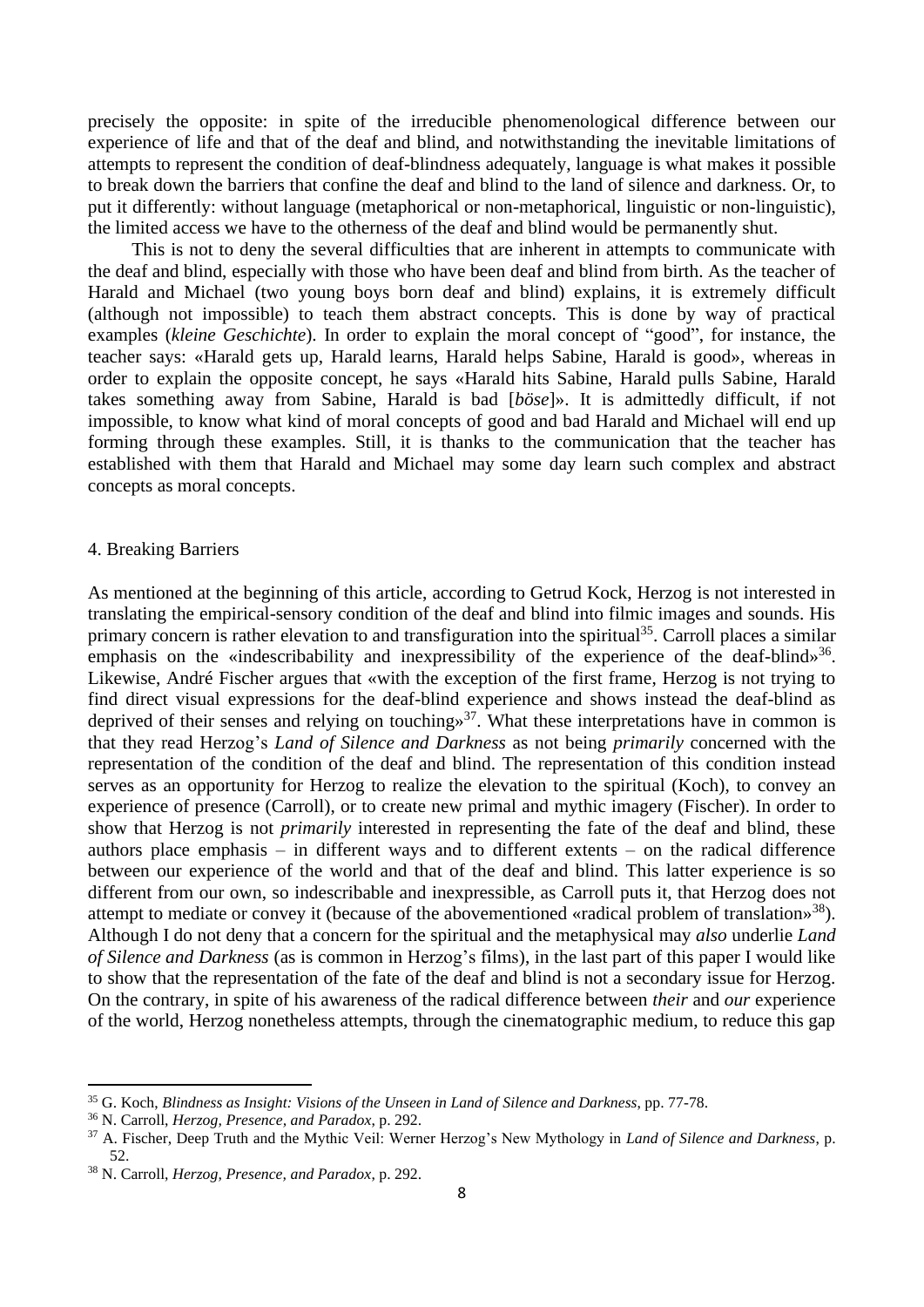precisely the opposite: in spite of the irreducible phenomenological difference between our experience of life and that of the deaf and blind, and notwithstanding the inevitable limitations of attempts to represent the condition of deaf-blindness adequately, language is what makes it possible to break down the barriers that confine the deaf and blind to the land of silence and darkness. Or, to put it differently: without language (metaphorical or non-metaphorical, linguistic or non-linguistic), the limited access we have to the otherness of the deaf and blind would be permanently shut.

This is not to deny the several difficulties that are inherent in attempts to communicate with the deaf and blind, especially with those who have been deaf and blind from birth. As the teacher of Harald and Michael (two young boys born deaf and blind) explains, it is extremely difficult (although not impossible) to teach them abstract concepts. This is done by way of practical examples (*kleine Geschichte*). In order to explain the moral concept of "good", for instance, the teacher says: «Harald gets up, Harald learns, Harald helps Sabine, Harald is good», whereas in order to explain the opposite concept, he says «Harald hits Sabine, Harald pulls Sabine, Harald takes something away from Sabine, Harald is bad [*böse*]». It is admittedly difficult, if not impossible, to know what kind of moral concepts of good and bad Harald and Michael will end up forming through these examples. Still, it is thanks to the communication that the teacher has established with them that Harald and Michael may some day learn such complex and abstract concepts as moral concepts.

## 4. Breaking Barriers

As mentioned at the beginning of this article, according to Getrud Kock, Herzog is not interested in translating the empirical-sensory condition of the deaf and blind into filmic images and sounds. His primary concern is rather elevation to and transfiguration into the spiritual[35]. Carroll places a similar emphasis on the «indescribability and inexpressibility of the experience of the deaf-blind»[36]. Likewise, André Fischer argues that «with the exception of the first frame, Herzog is not trying to find direct visual expressions for the deaf-blind experience and shows instead the deaf-blind as deprived of their senses and relying on touching»[37]. What these interpretations have in common is that they read Herzog's *Land of Silence and Darkness* as not being *primarily* concerned with the representation of the condition of the deaf and blind. The representation of this condition instead serves as an opportunity for Herzog to realize the elevation to the spiritual (Koch), to convey an experience of presence (Carroll), or to create new primal and mythic imagery (Fischer). In order to show that Herzog is not *primarily* interested in representing the fate of the deaf and blind, these authors place emphasis – in different ways and to different extents – on the radical difference between our experience of the world and that of the deaf and blind. This latter experience is so different from our own, so indescribable and inexpressible, as Carroll puts it, that Herzog does not attempt to mediate or convey it (because of the abovementioned «radical problem of translation»[38]). Although I do not deny that a concern for the spiritual and the metaphysical may *also* underlie *Land of Silence and Darkness* (as is common in Herzog's films), in the last part of this paper I would like to show that the representation of the fate of the deaf and blind is not a secondary issue for Herzog. On the contrary, in spite of his awareness of the radical difference between *their* and *our* experience of the world, Herzog nonetheless attempts, through the cinematographic medium, to reduce this gap

---

[35] G. Koch, *Blindness as Insight: Visions of the Unseen in Land of Silence and Darkness*, pp. 77-78.

[36] N. Carroll, *Herzog, Presence, and Paradox*, p. 292.

[37] A. Fischer, Deep Truth and the Mythic Veil: Werner Herzog's New Mythology in *Land of Silence and Darkness*, p. 52.

[38] N. Carroll, *Herzog, Presence, and Paradox*, p. 292.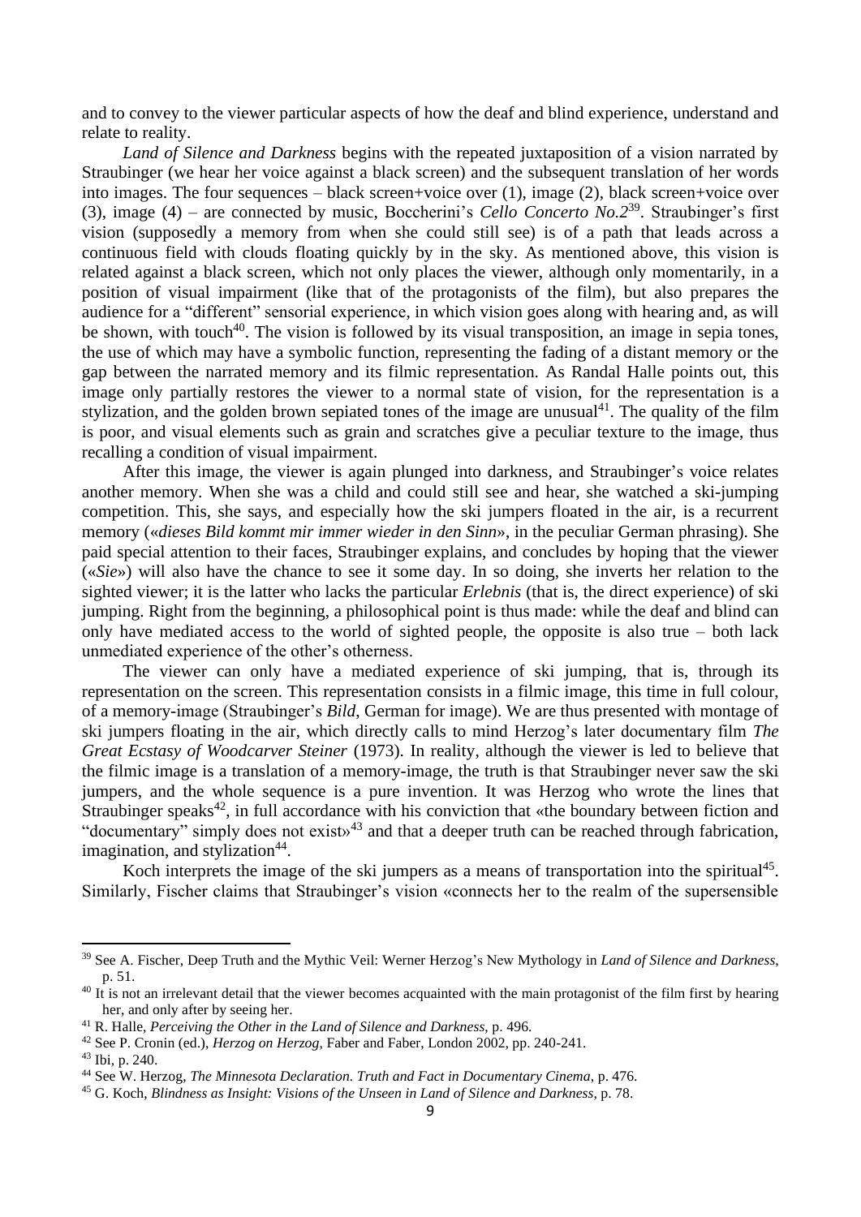and to convey to the viewer particular aspects of how the deaf and blind experience, understand and relate to reality.

*Land of Silence and Darkness* begins with the repeated juxtaposition of a vision narrated by Straubinger (we hear her voice against a black screen) and the subsequent translation of her words into images. The four sequences – black screen+voice over (1), image (2), black screen+voice over (3), image (4) – are connected by music, Boccherini's *Cello Concerto No.2*[39]. Straubinger's first vision (supposedly a memory from when she could still see) is of a path that leads across a continuous field with clouds floating quickly by in the sky. As mentioned above, this vision is related against a black screen, which not only places the viewer, although only momentarily, in a position of visual impairment (like that of the protagonists of the film), but also prepares the audience for a "different" sensorial experience, in which vision goes along with hearing and, as will be shown, with touch[40]. The vision is followed by its visual transposition, an image in sepia tones, the use of which may have a symbolic function, representing the fading of a distant memory or the gap between the narrated memory and its filmic representation. As Randal Halle points out, this image only partially restores the viewer to a normal state of vision, for the representation is a stylization, and the golden brown sepiated tones of the image are unusual[41]. The quality of the film is poor, and visual elements such as grain and scratches give a peculiar texture to the image, thus recalling a condition of visual impairment.

After this image, the viewer is again plunged into darkness, and Straubinger's voice relates another memory. When she was a child and could still see and hear, she watched a ski-jumping competition. This, she says, and especially how the ski jumpers floated in the air, is a recurrent memory («*dieses Bild kommt mir immer wieder in den Sinn*», in the peculiar German phrasing). She paid special attention to their faces, Straubinger explains, and concludes by hoping that the viewer («*Sie*») will also have the chance to see it some day. In so doing, she inverts her relation to the sighted viewer; it is the latter who lacks the particular *Erlebnis* (that is, the direct experience) of ski jumping. Right from the beginning, a philosophical point is thus made: while the deaf and blind can only have mediated access to the world of sighted people, the opposite is also true – both lack unmediated experience of the other's otherness.

The viewer can only have a mediated experience of ski jumping, that is, through its representation on the screen. This representation consists in a filmic image, this time in full colour, of a memory-image (Straubinger's *Bild*, German for image). We are thus presented with montage of ski jumpers floating in the air, which directly calls to mind Herzog's later documentary film *The Great Ecstasy of Woodcarver Steiner* (1973). In reality, although the viewer is led to believe that the filmic image is a translation of a memory-image, the truth is that Straubinger never saw the ski jumpers, and the whole sequence is a pure invention. It was Herzog who wrote the lines that Straubinger speaks[42], in full accordance with his conviction that «the boundary between fiction and "documentary" simply does not exist»[43] and that a deeper truth can be reached through fabrication, imagination, and stylization[44].

Koch interprets the image of the ski jumpers as a means of transportation into the spiritual[45]. Similarly, Fischer claims that Straubinger's vision «connects her to the realm of the supersensible

---

[39] See A. Fischer, Deep Truth and the Mythic Veil: Werner Herzog's New Mythology in *Land of Silence and Darkness*, p. 51.

[40] It is not an irrelevant detail that the viewer becomes acquainted with the main protagonist of the film first by hearing her, and only after by seeing her.

[41] R. Halle, *Perceiving the Other in the Land of Silence and Darkness*, p. 496.

[42] See P. Cronin (ed.), *Herzog on Herzog*, Faber and Faber, London 2002, pp. 240-241.

[43] Ibi, p. 240.

[44] See W. Herzog, *The Minnesota Declaration. Truth and Fact in Documentary Cinema*, p. 476.

[45] G. Koch, *Blindness as Insight: Visions of the Unseen in Land of Silence and Darkness*, p. 78.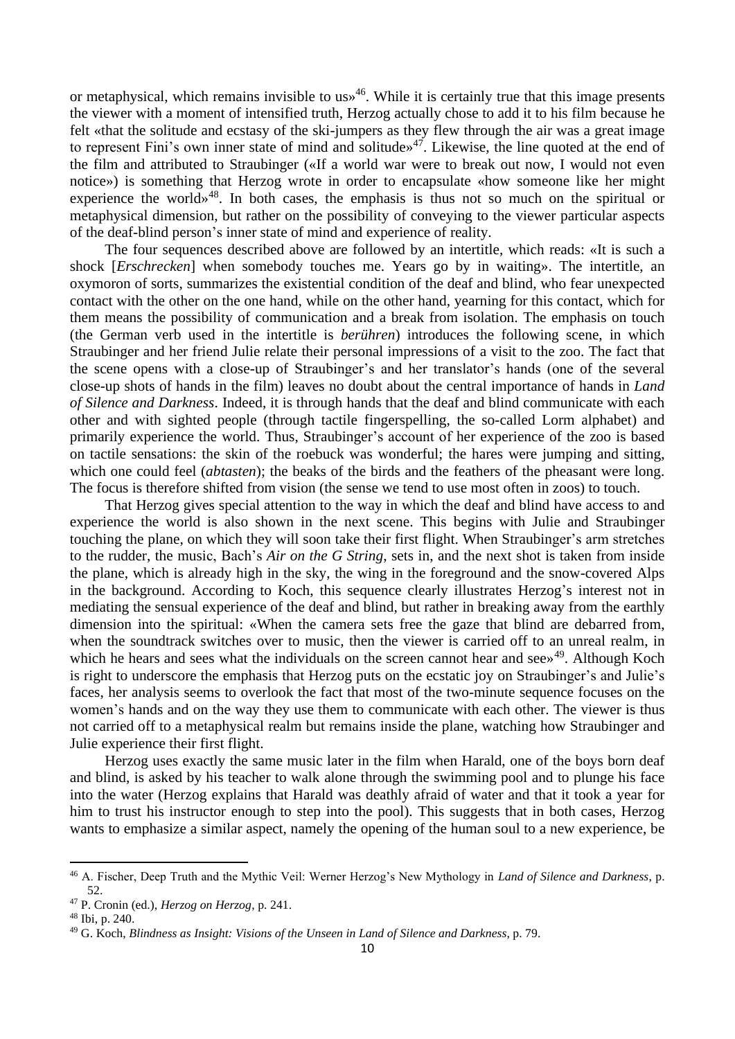or metaphysical, which remains invisible to us»[46]. While it is certainly true that this image presents the viewer with a moment of intensified truth, Herzog actually chose to add it to his film because he felt «that the solitude and ecstasy of the ski-jumpers as they flew through the air was a great image to represent Fini's own inner state of mind and solitude»[47]. Likewise, the line quoted at the end of the film and attributed to Straubinger («If a world war were to break out now, I would not even notice») is something that Herzog wrote in order to encapsulate «how someone like her might experience the world»[48]. In both cases, the emphasis is thus not so much on the spiritual or metaphysical dimension, but rather on the possibility of conveying to the viewer particular aspects of the deaf-blind person's inner state of mind and experience of reality.

The four sequences described above are followed by an intertitle, which reads: «It is such a shock [*Erschrecken*] when somebody touches me. Years go by in waiting». The intertitle, an oxymoron of sorts, summarizes the existential condition of the deaf and blind, who fear unexpected contact with the other on the one hand, while on the other hand, yearning for this contact, which for them means the possibility of communication and a break from isolation. The emphasis on touch (the German verb used in the intertitle is *berühren*) introduces the following scene, in which Straubinger and her friend Julie relate their personal impressions of a visit to the zoo. The fact that the scene opens with a close-up of Straubinger's and her translator's hands (one of the several close-up shots of hands in the film) leaves no doubt about the central importance of hands in *Land of Silence and Darkness*. Indeed, it is through hands that the deaf and blind communicate with each other and with sighted people (through tactile fingerspelling, the so-called Lorm alphabet) and primarily experience the world. Thus, Straubinger's account of her experience of the zoo is based on tactile sensations: the skin of the roebuck was wonderful; the hares were jumping and sitting, which one could feel (*abtasten*); the beaks of the birds and the feathers of the pheasant were long. The focus is therefore shifted from vision (the sense we tend to use most often in zoos) to touch.

That Herzog gives special attention to the way in which the deaf and blind have access to and experience the world is also shown in the next scene. This begins with Julie and Straubinger touching the plane, on which they will soon take their first flight. When Straubinger's arm stretches to the rudder, the music, Bach's *Air on the G String*, sets in, and the next shot is taken from inside the plane, which is already high in the sky, the wing in the foreground and the snow-covered Alps in the background. According to Koch, this sequence clearly illustrates Herzog's interest not in mediating the sensual experience of the deaf and blind, but rather in breaking away from the earthly dimension into the spiritual: «When the camera sets free the gaze that blind are debarred from, when the soundtrack switches over to music, then the viewer is carried off to an unreal realm, in which he hears and sees what the individuals on the screen cannot hear and see»[49]. Although Koch is right to underscore the emphasis that Herzog puts on the ecstatic joy on Straubinger's and Julie's faces, her analysis seems to overlook the fact that most of the two-minute sequence focuses on the women's hands and on the way they use them to communicate with each other. The viewer is thus not carried off to a metaphysical realm but remains inside the plane, watching how Straubinger and Julie experience their first flight.

Herzog uses exactly the same music later in the film when Harald, one of the boys born deaf and blind, is asked by his teacher to walk alone through the swimming pool and to plunge his face into the water (Herzog explains that Harald was deathly afraid of water and that it took a year for him to trust his instructor enough to step into the pool). This suggests that in both cases, Herzog wants to emphasize a similar aspect, namely the opening of the human soul to a new experience, be

---

[46] A. Fischer, Deep Truth and the Mythic Veil: Werner Herzog's New Mythology in *Land of Silence and Darkness*, p. 52.

[47] P. Cronin (ed.), *Herzog on Herzog*, p. 241.

[48] Ibi, p. 240.

[49] G. Koch, *Blindness as Insight: Visions of the Unseen in Land of Silence and Darkness*, p. 79.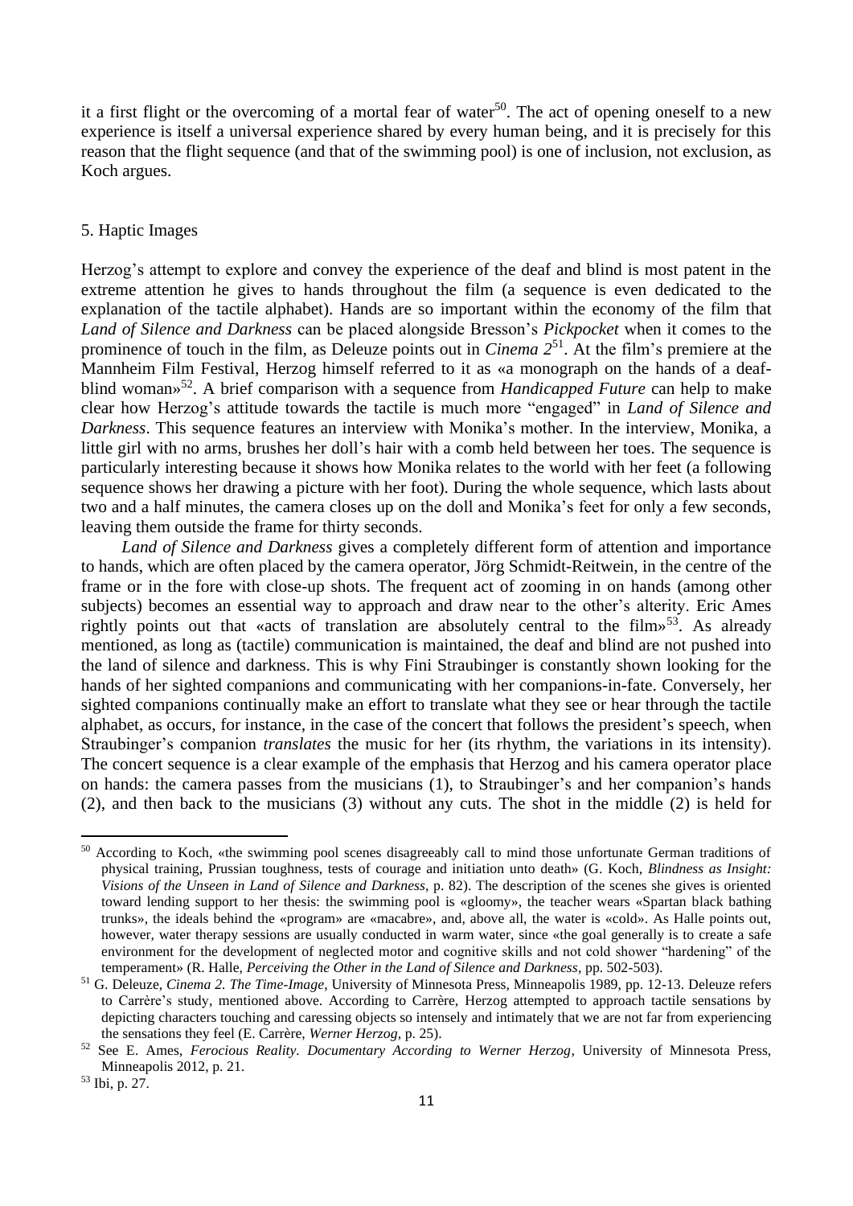it a first flight or the overcoming of a mortal fear of water[50]. The act of opening oneself to a new experience is itself a universal experience shared by every human being, and it is precisely for this reason that the flight sequence (and that of the swimming pool) is one of inclusion, not exclusion, as Koch argues.

## 5. Haptic Images

Herzog's attempt to explore and convey the experience of the deaf and blind is most patent in the extreme attention he gives to hands throughout the film (a sequence is even dedicated to the explanation of the tactile alphabet). Hands are so important within the economy of the film that *Land of Silence and Darkness* can be placed alongside Bresson's *Pickpocket* when it comes to the prominence of touch in the film, as Deleuze points out in *Cinema 2*[51]. At the film's premiere at the Mannheim Film Festival, Herzog himself referred to it as «a monograph on the hands of a deaf-blind woman»[52]. A brief comparison with a sequence from *Handicapped Future* can help to make clear how Herzog's attitude towards the tactile is much more "engaged" in *Land of Silence and Darkness*. This sequence features an interview with Monika's mother. In the interview, Monika, a little girl with no arms, brushes her doll's hair with a comb held between her toes. The sequence is particularly interesting because it shows how Monika relates to the world with her feet (a following sequence shows her drawing a picture with her foot). During the whole sequence, which lasts about two and a half minutes, the camera closes up on the doll and Monika's feet for only a few seconds, leaving them outside the frame for thirty seconds.

*Land of Silence and Darkness* gives a completely different form of attention and importance to hands, which are often placed by the camera operator, Jörg Schmidt-Reitwein, in the centre of the frame or in the fore with close-up shots. The frequent act of zooming in on hands (among other subjects) becomes an essential way to approach and draw near to the other's alterity. Eric Ames rightly points out that «acts of translation are absolutely central to the film»[53]. As already mentioned, as long as (tactile) communication is maintained, the deaf and blind are not pushed into the land of silence and darkness. This is why Fini Straubinger is constantly shown looking for the hands of her sighted companions and communicating with her companions-in-fate. Conversely, her sighted companions continually make an effort to translate what they see or hear through the tactile alphabet, as occurs, for instance, in the case of the concert that follows the president's speech, when Straubinger's companion *translates* the music for her (its rhythm, the variations in its intensity). The concert sequence is a clear example of the emphasis that Herzog and his camera operator place on hands: the camera passes from the musicians (1), to Straubinger's and her companion's hands (2), and then back to the musicians (3) without any cuts. The shot in the middle (2) is held for

---

[50] According to Koch, «the swimming pool scenes disagreeably call to mind those unfortunate German traditions of physical training, Prussian toughness, tests of courage and initiation unto death» (G. Koch, *Blindness as Insight: Visions of the Unseen in Land of Silence and Darkness*, p. 82). The description of the scenes she gives is oriented toward lending support to her thesis: the swimming pool is «gloomy», the teacher wears «Spartan black bathing trunks», the ideals behind the «program» are «macabre», and, above all, the water is «cold». As Halle points out, however, water therapy sessions are usually conducted in warm water, since «the goal generally is to create a safe environment for the development of neglected motor and cognitive skills and not cold shower "hardening" of the temperament» (R. Halle, *Perceiving the Other in the Land of Silence and Darkness*, pp. 502-503).

[51] G. Deleuze, *Cinema 2. The Time-Image*, University of Minnesota Press, Minneapolis 1989, pp. 12-13. Deleuze refers to Carrère's study, mentioned above. According to Carrère, Herzog attempted to approach tactile sensations by depicting characters touching and caressing objects so intensely and intimately that we are not far from experiencing the sensations they feel (E. Carrère, *Werner Herzog*, p. 25).

[52] See E. Ames, *Ferocious Reality. Documentary According to Werner Herzog*, University of Minnesota Press, Minneapolis 2012, p. 21.

[53] Ibi, p. 27.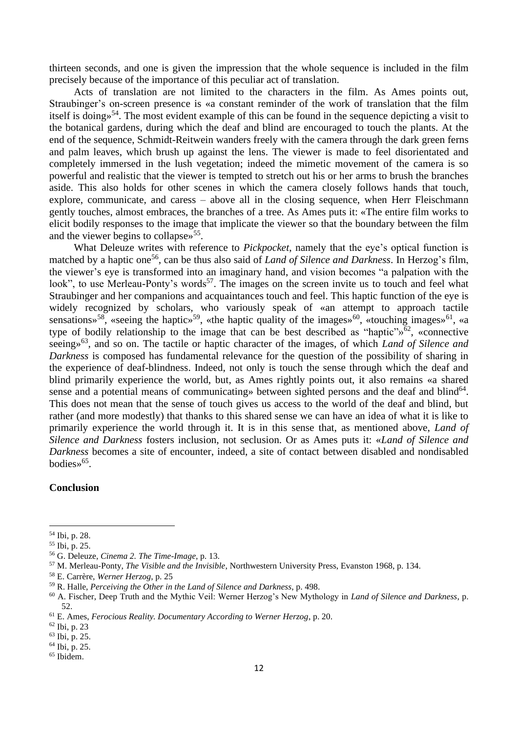thirteen seconds, and one is given the impression that the whole sequence is included in the film precisely because of the importance of this peculiar act of translation.

Acts of translation are not limited to the characters in the film. As Ames points out, Straubinger's on-screen presence is «a constant reminder of the work of translation that the film itself is doing»[54]. The most evident example of this can be found in the sequence depicting a visit to the botanical gardens, during which the deaf and blind are encouraged to touch the plants. At the end of the sequence, Schmidt-Reitwein wanders freely with the camera through the dark green ferns and palm leaves, which brush up against the lens. The viewer is made to feel disorientated and completely immersed in the lush vegetation; indeed the mimetic movement of the camera is so powerful and realistic that the viewer is tempted to stretch out his or her arms to brush the branches aside. This also holds for other scenes in which the camera closely follows hands that touch, explore, communicate, and caress – above all in the closing sequence, when Herr Fleischmann gently touches, almost embraces, the branches of a tree. As Ames puts it: «The entire film works to elicit bodily responses to the image that implicate the viewer so that the boundary between the film and the viewer begins to collapse»[55].

What Deleuze writes with reference to *Pickpocket*, namely that the eye's optical function is matched by a haptic one[56], can be thus also said of *Land of Silence and Darkness*. In Herzog's film, the viewer's eye is transformed into an imaginary hand, and vision becomes "a palpation with the look", to use Merleau-Ponty's words[57]. The images on the screen invite us to touch and feel what Straubinger and her companions and acquaintances touch and feel. This haptic function of the eye is widely recognized by scholars, who variously speak of «an attempt to approach tactile sensations»[58], «seeing the haptic»[59], «the haptic quality of the images»[60], «touching images»[61], «a type of bodily relationship to the image that can be best described as "haptic"»[62], «connective seeing»[63], and so on. The tactile or haptic character of the images, of which *Land of Silence and Darkness* is composed has fundamental relevance for the question of the possibility of sharing in the experience of deaf-blindness. Indeed, not only is touch the sense through which the deaf and blind primarily experience the world, but, as Ames rightly points out, it also remains «a shared sense and a potential means of communicating» between sighted persons and the deaf and blind[64]. This does not mean that the sense of touch gives us access to the world of the deaf and blind, but rather (and more modestly) that thanks to this shared sense we can have an idea of what it is like to primarily experience the world through it. It is in this sense that, as mentioned above, *Land of Silence and Darkness* fosters inclusion, not seclusion. Or as Ames puts it: «*Land of Silence and Darkness* becomes a site of encounter, indeed, a site of contact between disabled and nondisabled bodies»[65].

## Conclusion

---

[54] Ibi, p. 28.
[55] Ibi, p. 25.
[56] G. Deleuze, *Cinema 2. The Time-Image*, p. 13.
[57] M. Merleau-Ponty, *The Visible and the Invisible*, Northwestern University Press, Evanston 1968, p. 134.
[58] E. Carrère, *Werner Herzog*, p. 25
[59] R. Halle, *Perceiving the Other in the Land of Silence and Darkness*, p. 498.
[60] A. Fischer, Deep Truth and the Mythic Veil: Werner Herzog's New Mythology in *Land of Silence and Darkness*, p. 52.
[61] E. Ames, *Ferocious Reality. Documentary According to Werner Herzog*, p. 20.
[62] Ibi, p. 23
[63] Ibi, p. 25.
[64] Ibi, p. 25.
[65] Ibidem.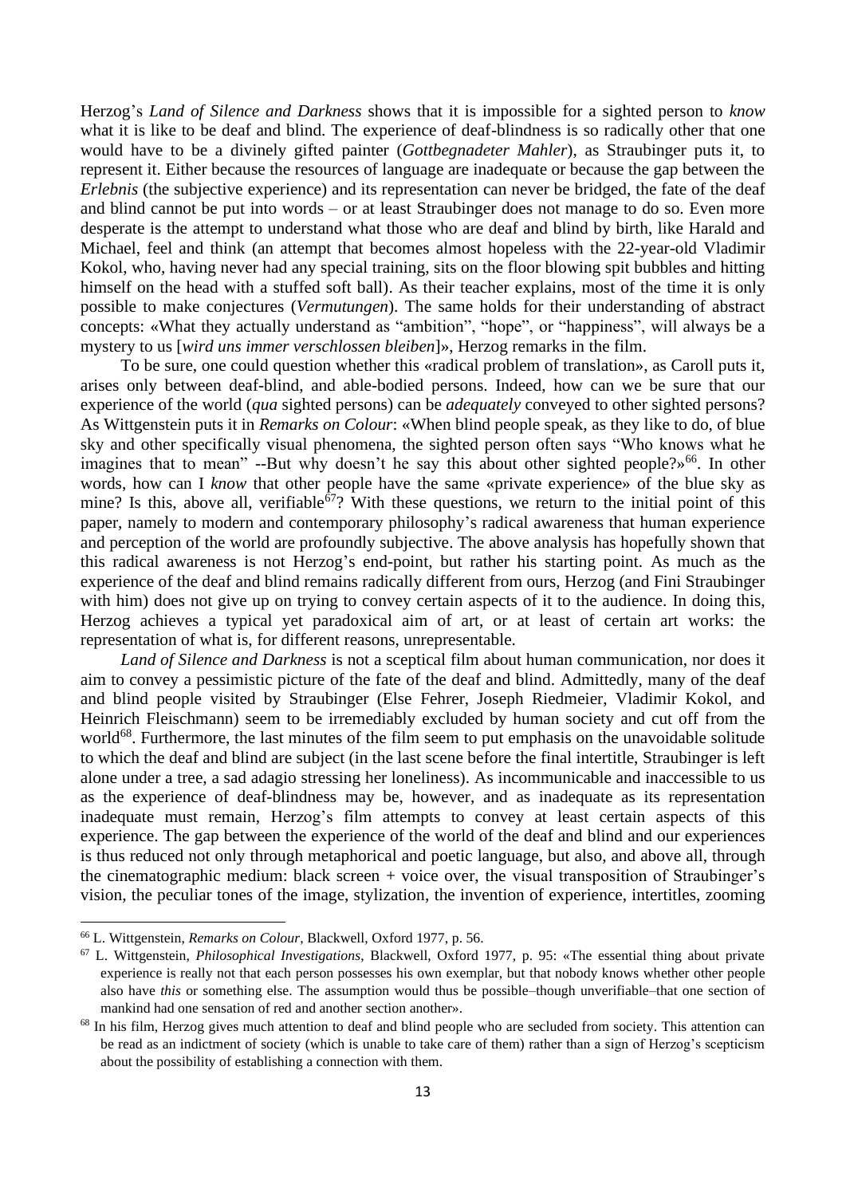Herzog's *Land of Silence and Darkness* shows that it is impossible for a sighted person to *know* what it is like to be deaf and blind. The experience of deaf-blindness is so radically other that one would have to be a divinely gifted painter (*Gottbegnadeter Mahler*), as Straubinger puts it, to represent it. Either because the resources of language are inadequate or because the gap between the *Erlebnis* (the subjective experience) and its representation can never be bridged, the fate of the deaf and blind cannot be put into words – or at least Straubinger does not manage to do so. Even more desperate is the attempt to understand what those who are deaf and blind by birth, like Harald and Michael, feel and think (an attempt that becomes almost hopeless with the 22-year-old Vladimir Kokol, who, having never had any special training, sits on the floor blowing spit bubbles and hitting himself on the head with a stuffed soft ball). As their teacher explains, most of the time it is only possible to make conjectures (*Vermutungen*). The same holds for their understanding of abstract concepts: «What they actually understand as "ambition", "hope", or "happiness", will always be a mystery to us [*wird uns immer verschlossen bleiben*]», Herzog remarks in the film.

To be sure, one could question whether this «radical problem of translation», as Caroll puts it, arises only between deaf-blind, and able-bodied persons. Indeed, how can we be sure that our experience of the world (*qua* sighted persons) can be *adequately* conveyed to other sighted persons? As Wittgenstein puts it in *Remarks on Colour*: «When blind people speak, as they like to do, of blue sky and other specifically visual phenomena, the sighted person often says "Who knows what he imagines that to mean" --But why doesn't he say this about other sighted people?»[66]. In other words, how can I *know* that other people have the same «private experience» of the blue sky as mine? Is this, above all, verifiable[67]? With these questions, we return to the initial point of this paper, namely to modern and contemporary philosophy's radical awareness that human experience and perception of the world are profoundly subjective. The above analysis has hopefully shown that this radical awareness is not Herzog's end-point, but rather his starting point. As much as the experience of the deaf and blind remains radically different from ours, Herzog (and Fini Straubinger with him) does not give up on trying to convey certain aspects of it to the audience. In doing this, Herzog achieves a typical yet paradoxical aim of art, or at least of certain art works: the representation of what is, for different reasons, unrepresentable.

*Land of Silence and Darkness* is not a sceptical film about human communication, nor does it aim to convey a pessimistic picture of the fate of the deaf and blind. Admittedly, many of the deaf and blind people visited by Straubinger (Else Fehrer, Joseph Riedmeier, Vladimir Kokol, and Heinrich Fleischmann) seem to be irremediably excluded by human society and cut off from the world[68]. Furthermore, the last minutes of the film seem to put emphasis on the unavoidable solitude to which the deaf and blind are subject (in the last scene before the final intertitle, Straubinger is left alone under a tree, a sad adagio stressing her loneliness). As incommunicable and inaccessible to us as the experience of deaf-blindness may be, however, and as inadequate as its representation inadequate must remain, Herzog's film attempts to convey at least certain aspects of this experience. The gap between the experience of the world of the deaf and blind and our experiences is thus reduced not only through metaphorical and poetic language, but also, and above all, through the cinematographic medium: black screen + voice over, the visual transposition of Straubinger's vision, the peculiar tones of the image, stylization, the invention of experience, intertitles, zooming

---

[66] L. Wittgenstein, *Remarks on Colour*, Blackwell, Oxford 1977, p. 56.

[67] L. Wittgenstein, *Philosophical Investigations*, Blackwell, Oxford 1977, p. 95: «The essential thing about private experience is really not that each person possesses his own exemplar, but that nobody knows whether other people also have *this* or something else. The assumption would thus be possible–though unverifiable–that one section of mankind had one sensation of red and another section another».

[68] In his film, Herzog gives much attention to deaf and blind people who are secluded from society. This attention can be read as an indictment of society (which is unable to take care of them) rather than a sign of Herzog's scepticism about the possibility of establishing a connection with them.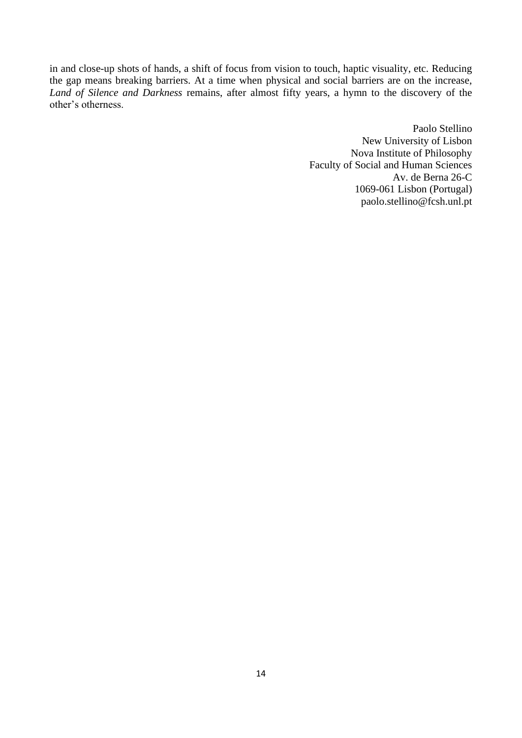in and close-up shots of hands, a shift of focus from vision to touch, haptic visuality, etc. Reducing the gap means breaking barriers. At a time when physical and social barriers are on the increase, *Land of Silence and Darkness* remains, after almost fifty years, a hymn to the discovery of the other's otherness.

Paolo Stellino
New University of Lisbon
Nova Institute of Philosophy
Faculty of Social and Human Sciences
Av. de Berna 26-C
1069-061 Lisbon (Portugal)
paolo.stellino@fcsh.unl.pt